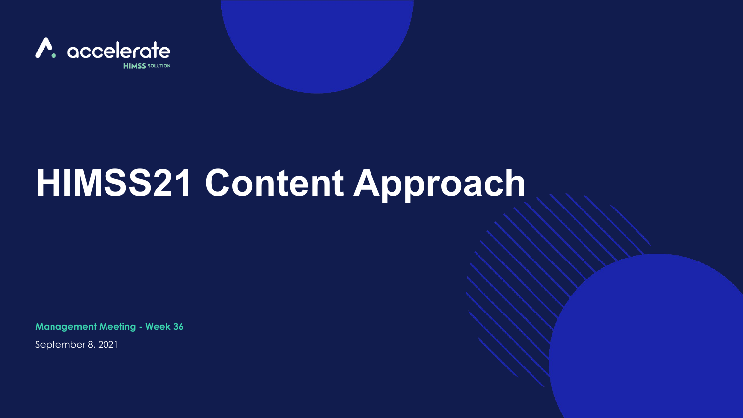accelerate
HIMSS SOLUTION

# HIMSS21 Content Approach

**Management Meeting - Week 36**

September 8, 2021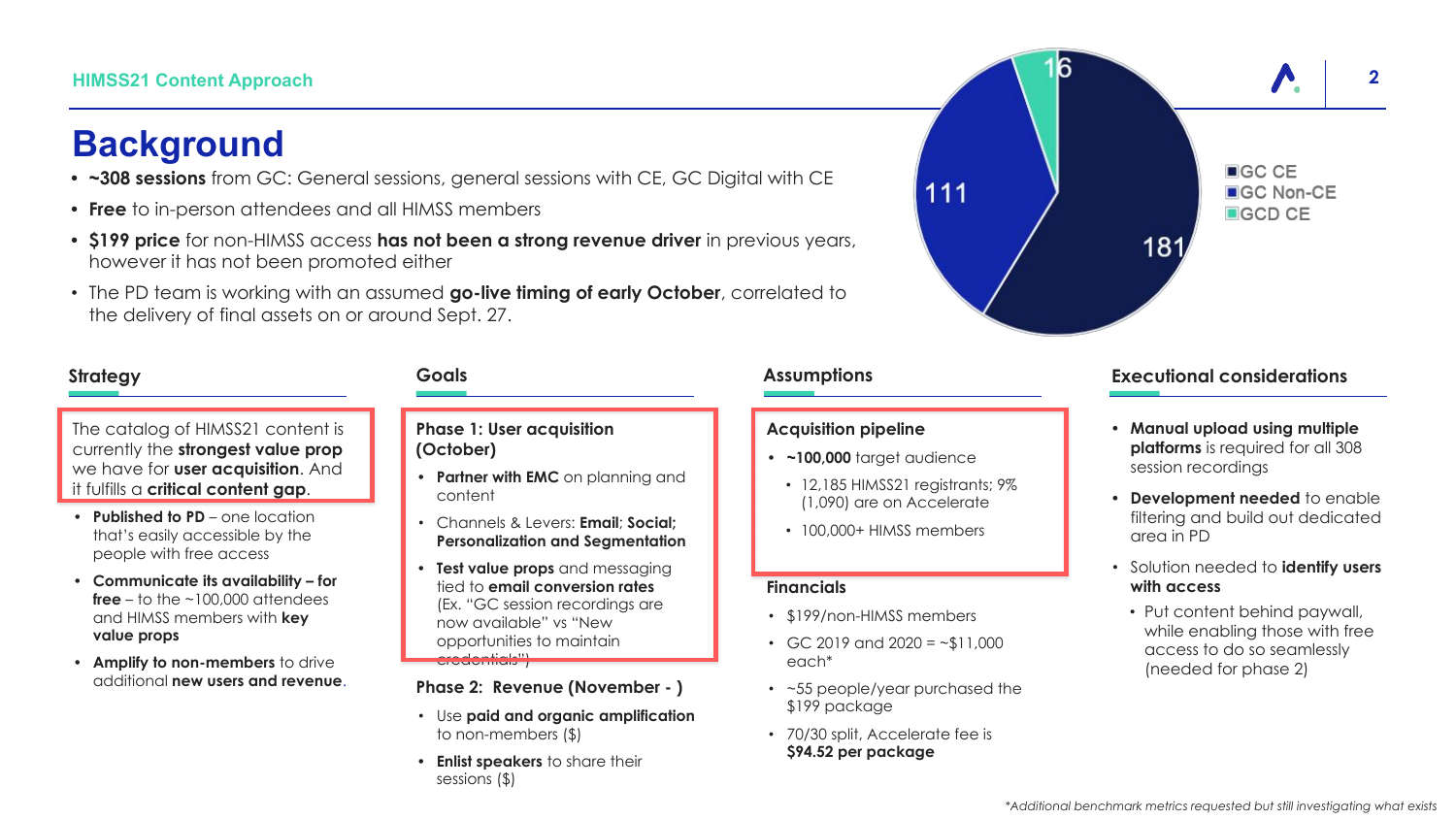HIMSS21 Content Approach

# Background

- **~308 sessions** from GC: General sessions, general sessions with CE, GC Digital with CE
- **Free** to in-person attendees and all HIMSS members
- **$199 price** for non-HIMSS access **has not been a strong revenue driver** in previous years, however it has not been promoted either
- The PD team is working with an assumed **go-live timing of early October**, correlated to the delivery of final assets on or around Sept. 27.

16
111
181
GC CE
GC Non-CE
GCD CE

## Strategy

The catalog of HIMSS21 content is currently the **strongest value prop** we have for **user acquisition**. And it fulfills a **critical content gap**.

- **Published to PD** – one location that's easily accessible by the people with free access
- **Communicate its availability – for free** – to the ~100,000 attendees and HIMSS members with **key value props**
- **Amplify to non-members** to drive additional **new users and revenue**.

## Goals

**Phase 1: User acquisition (October)**

- **Partner with EMC** on planning and content
- Channels & Levers: **Email**; **Social; Personalization and Segmentation**
- **Test value props** and messaging tied to **email conversion rates** (Ex. "GC session recordings are now available" vs "New opportunities to maintain credentials")

**Phase 2: Revenue (November - )**

- Use **paid and organic amplification** to non-members ($)
- **Enlist speakers** to share their sessions ($)

## Assumptions

**Acquisition pipeline**

- **~100,000** target audience
  - 12,185 HIMSS21 registrants; 9% (1,090) are on Accelerate
  - 100,000+ HIMSS members

**Financials**

- $199/non-HIMSS members
- GC 2019 and 2020 = ~$11,000 each*
- ~55 people/year purchased the $199 package
- 70/30 split, Accelerate fee is **$94.52 per package**

## Executional considerations

- **Manual upload using multiple platforms** is required for all 308 session recordings
- **Development needed** to enable filtering and build out dedicated area in PD
- Solution needed to **identify users with access**
  - Put content behind paywall, while enabling those with free access to do so seamlessly (needed for phase 2)

*Additional benchmark metrics requested but still investigating what exists